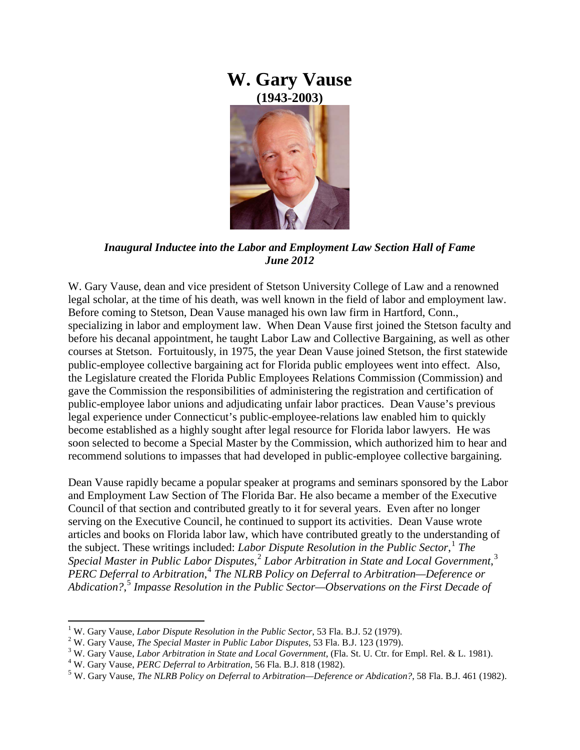# W. Gary Vause

**(1943-2003)**

***Inaugural Inductee into the Labor and Employment Law Section Hall of Fame June 2012***

W. Gary Vause, dean and vice president of Stetson University College of Law and a renowned legal scholar, at the time of his death, was well known in the field of labor and employment law. Before coming to Stetson, Dean Vause managed his own law firm in Hartford, Conn., specializing in labor and employment law. When Dean Vause first joined the Stetson faculty and before his decanal appointment, he taught Labor Law and Collective Bargaining, as well as other courses at Stetson. Fortuitously, in 1975, the year Dean Vause joined Stetson, the first statewide public-employee collective bargaining act for Florida public employees went into effect. Also, the Legislature created the Florida Public Employees Relations Commission (Commission) and gave the Commission the responsibilities of administering the registration and certification of public-employee labor unions and adjudicating unfair labor practices. Dean Vause's previous legal experience under Connecticut's public-employee-relations law enabled him to quickly become established as a highly sought after legal resource for Florida labor lawyers. He was soon selected to become a Special Master by the Commission, which authorized him to hear and recommend solutions to impasses that had developed in public-employee collective bargaining.

Dean Vause rapidly became a popular speaker at programs and seminars sponsored by the Labor and Employment Law Section of The Florida Bar. He also became a member of the Executive Council of that section and contributed greatly to it for several years. Even after no longer serving on the Executive Council, he continued to support its activities. Dean Vause wrote articles and books on Florida labor law, which have contributed greatly to the understanding of the subject. These writings included: *Labor Dispute Resolution in the Public Sector*,[1] *The Special Master in Public Labor Disputes*,[2] *Labor Arbitration in State and Local Government*,[3] *PERC Deferral to Arbitration*,[4] *The NLRB Policy on Deferral to Arbitration—Deference or Abdication?*,[5] *Impasse Resolution in the Public Sector—Observations on the First Decade of*

---

[1] W. Gary Vause, *Labor Dispute Resolution in the Public Sector*, 53 Fla. B.J. 52 (1979).

[2] W. Gary Vause, *The Special Master in Public Labor Disputes*, 53 Fla. B.J. 123 (1979).

[3] W. Gary Vause, *Labor Arbitration in State and Local Government*, (Fla. St. U. Ctr. for Empl. Rel. & L. 1981).

[4] W. Gary Vause, *PERC Deferral to Arbitration*, 56 Fla. B.J. 818 (1982).

[5] W. Gary Vause, *The NLRB Policy on Deferral to Arbitration—Deference or Abdication?*, 58 Fla. B.J. 461 (1982).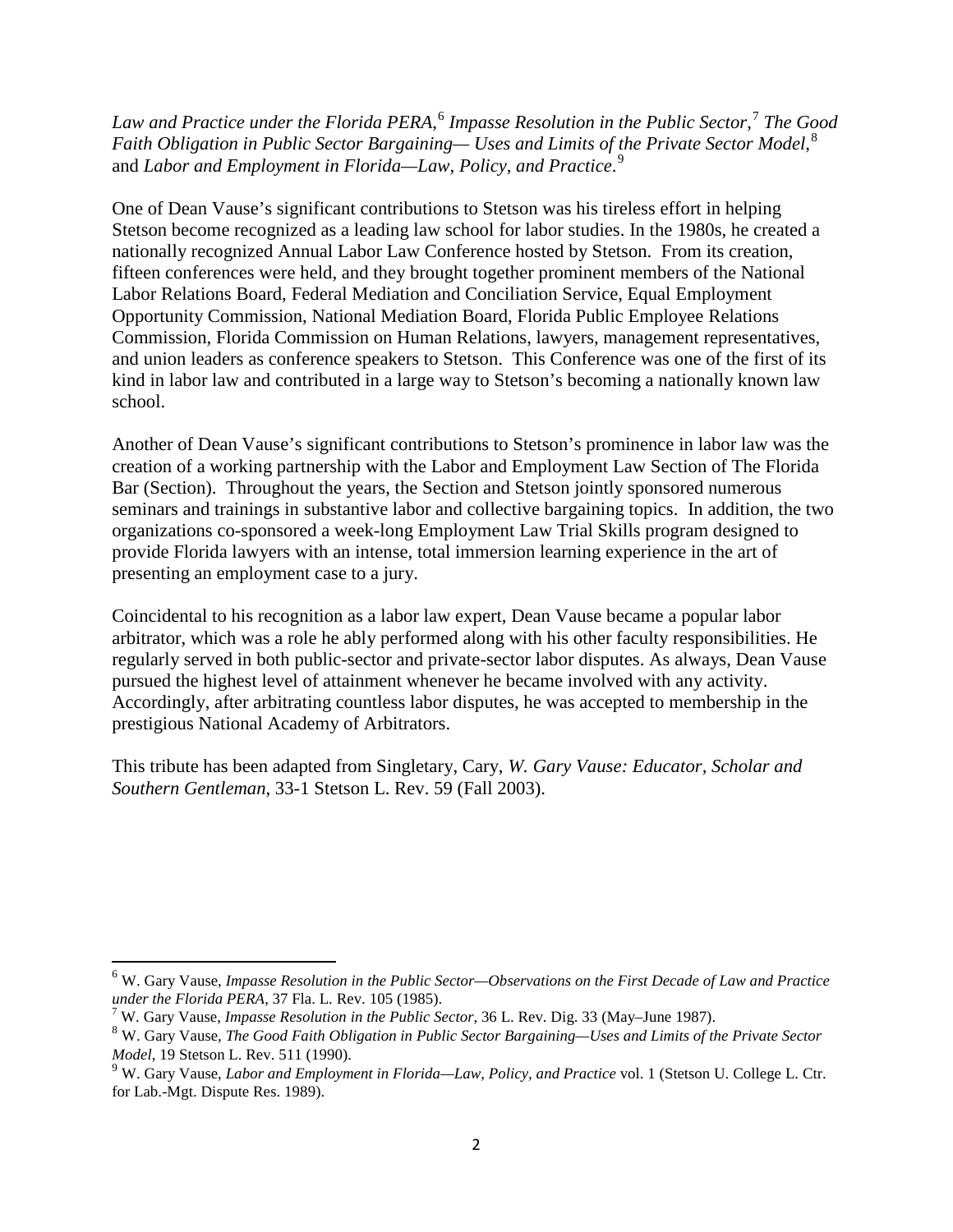*Law and Practice under the Florida PERA*,[6] *Impasse Resolution in the Public Sector*,[7] *The Good Faith Obligation in Public Sector Bargaining— Uses and Limits of the Private Sector Model*,[8] and *Labor and Employment in Florida—Law, Policy, and Practice*.[9]

One of Dean Vause's significant contributions to Stetson was his tireless effort in helping Stetson become recognized as a leading law school for labor studies. In the 1980s, he created a nationally recognized Annual Labor Law Conference hosted by Stetson. From its creation, fifteen conferences were held, and they brought together prominent members of the National Labor Relations Board, Federal Mediation and Conciliation Service, Equal Employment Opportunity Commission, National Mediation Board, Florida Public Employee Relations Commission, Florida Commission on Human Relations, lawyers, management representatives, and union leaders as conference speakers to Stetson. This Conference was one of the first of its kind in labor law and contributed in a large way to Stetson's becoming a nationally known law school.

Another of Dean Vause's significant contributions to Stetson's prominence in labor law was the creation of a working partnership with the Labor and Employment Law Section of The Florida Bar (Section). Throughout the years, the Section and Stetson jointly sponsored numerous seminars and trainings in substantive labor and collective bargaining topics. In addition, the two organizations co-sponsored a week-long Employment Law Trial Skills program designed to provide Florida lawyers with an intense, total immersion learning experience in the art of presenting an employment case to a jury.

Coincidental to his recognition as a labor law expert, Dean Vause became a popular labor arbitrator, which was a role he ably performed along with his other faculty responsibilities. He regularly served in both public-sector and private-sector labor disputes. As always, Dean Vause pursued the highest level of attainment whenever he became involved with any activity. Accordingly, after arbitrating countless labor disputes, he was accepted to membership in the prestigious National Academy of Arbitrators.

This tribute has been adapted from Singletary, Cary, *W. Gary Vause: Educator, Scholar and Southern Gentleman*, 33-1 Stetson L. Rev. 59 (Fall 2003).

---

[6] W. Gary Vause, *Impasse Resolution in the Public Sector—Observations on the First Decade of Law and Practice under the Florida PERA*, 37 Fla. L. Rev. 105 (1985).

[7] W. Gary Vause, *Impasse Resolution in the Public Sector*, 36 L. Rev. Dig. 33 (May–June 1987).

[8] W. Gary Vause, *The Good Faith Obligation in Public Sector Bargaining—Uses and Limits of the Private Sector Model*, 19 Stetson L. Rev. 511 (1990).

[9] W. Gary Vause, *Labor and Employment in Florida—Law, Policy, and Practice* vol. 1 (Stetson U. College L. Ctr. for Lab.-Mgt. Dispute Res. 1989).